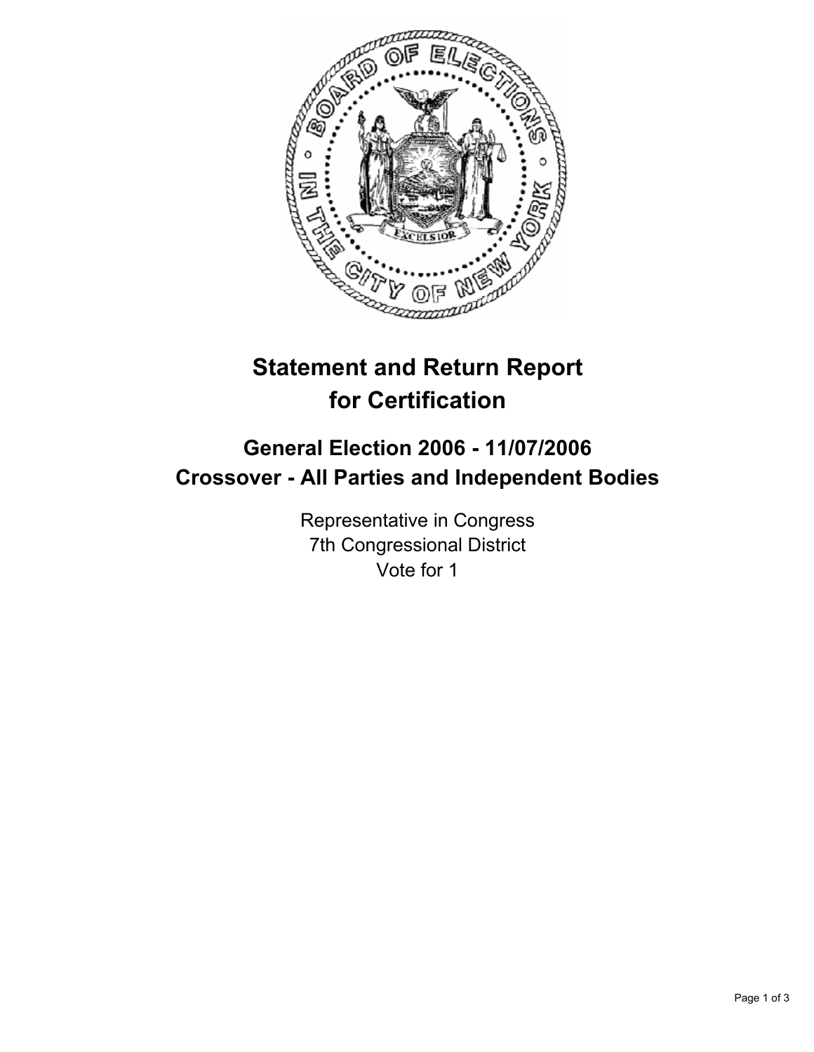# Statement and Return Report for Certification

## General Election 2006 - 11/07/2006
## Crossover - All Parties and Independent Bodies

Representative in Congress
7th Congressional District
Vote for 1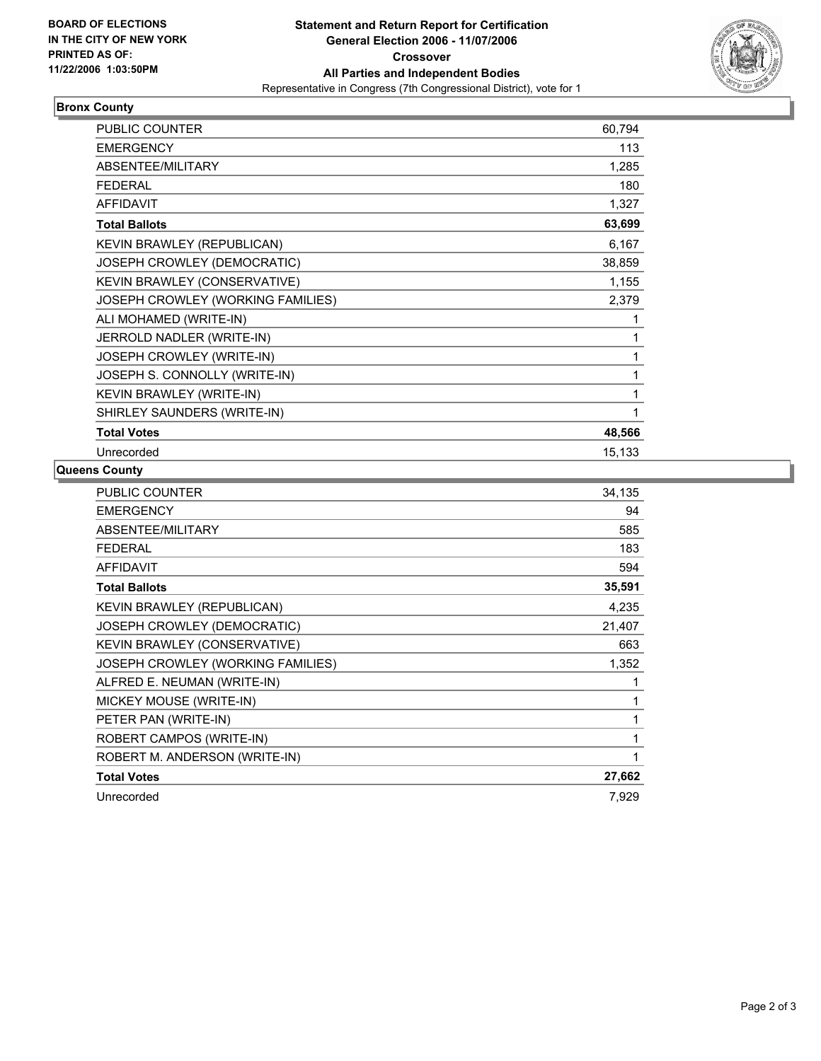**BOARD OF ELECTIONS**
**IN THE CITY OF NEW YORK**
**PRINTED AS OF:**
**11/22/2006 1:03:50PM**

# Statement and Return Report for Certification
## General Election 2006 - 11/07/2006
## Crossover
## All Parties and Independent Bodies

Representative in Congress (7th Congressional District), vote for 1

### Bronx County

| | |
|---|---|
| PUBLIC COUNTER | 60,794 |
| EMERGENCY | 113 |
| ABSENTEE/MILITARY | 1,285 |
| FEDERAL | 180 |
| AFFIDAVIT | 1,327 |
| **Total Ballots** | **63,699** |
| KEVIN BRAWLEY (REPUBLICAN) | 6,167 |
| JOSEPH CROWLEY (DEMOCRATIC) | 38,859 |
| KEVIN BRAWLEY (CONSERVATIVE) | 1,155 |
| JOSEPH CROWLEY (WORKING FAMILIES) | 2,379 |
| ALI MOHAMED (WRITE-IN) | 1 |
| JERROLD NADLER (WRITE-IN) | 1 |
| JOSEPH CROWLEY (WRITE-IN) | 1 |
| JOSEPH S. CONNOLLY (WRITE-IN) | 1 |
| KEVIN BRAWLEY (WRITE-IN) | 1 |
| SHIRLEY SAUNDERS (WRITE-IN) | 1 |
| **Total Votes** | **48,566** |
| Unrecorded | 15,133 |

### Queens County

| | |
|---|---|
| PUBLIC COUNTER | 34,135 |
| EMERGENCY | 94 |
| ABSENTEE/MILITARY | 585 |
| FEDERAL | 183 |
| AFFIDAVIT | 594 |
| **Total Ballots** | **35,591** |
| KEVIN BRAWLEY (REPUBLICAN) | 4,235 |
| JOSEPH CROWLEY (DEMOCRATIC) | 21,407 |
| KEVIN BRAWLEY (CONSERVATIVE) | 663 |
| JOSEPH CROWLEY (WORKING FAMILIES) | 1,352 |
| ALFRED E. NEUMAN (WRITE-IN) | 1 |
| MICKEY MOUSE (WRITE-IN) | 1 |
| PETER PAN (WRITE-IN) | 1 |
| ROBERT CAMPOS (WRITE-IN) | 1 |
| ROBERT M. ANDERSON (WRITE-IN) | 1 |
| **Total Votes** | **27,662** |
| Unrecorded | 7,929 |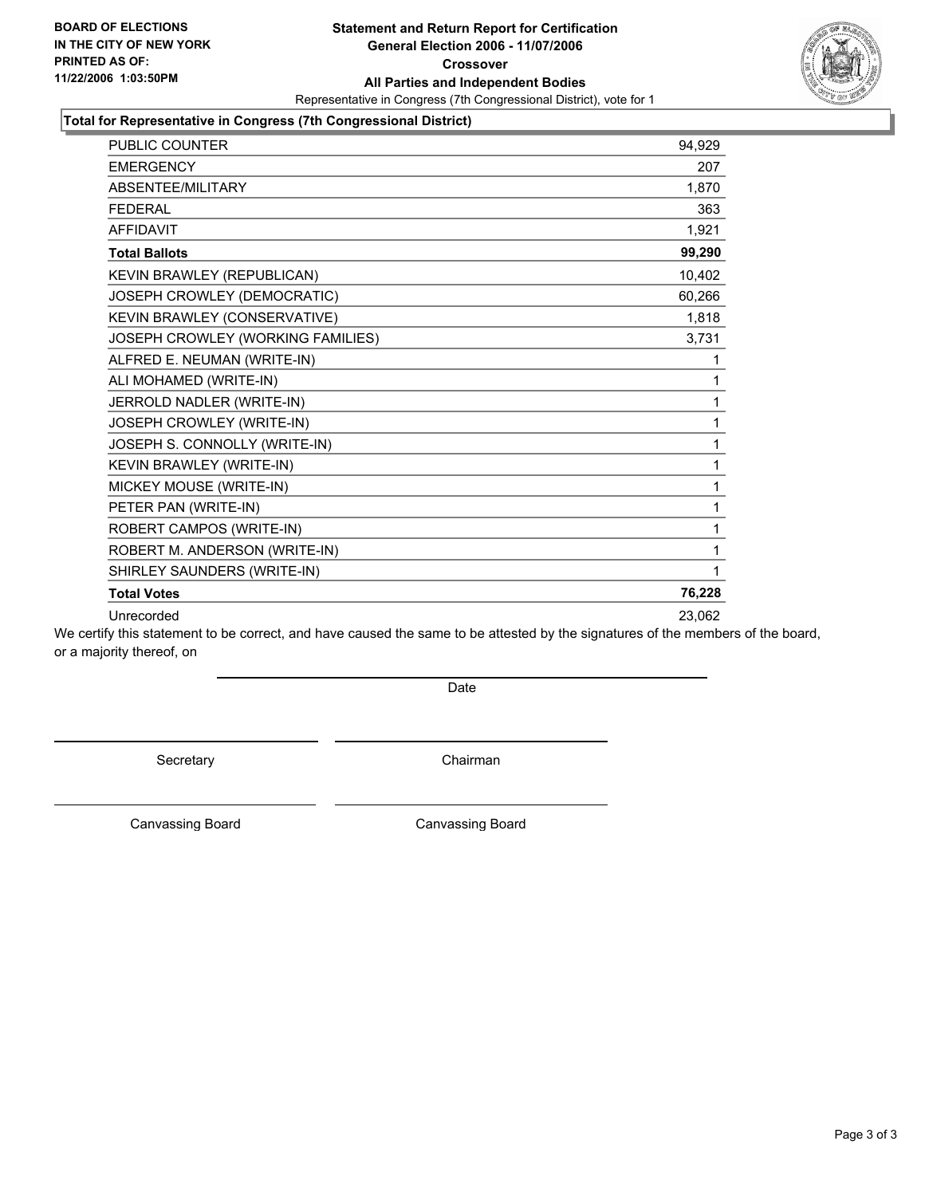**BOARD OF ELECTIONS IN THE CITY OF NEW YORK PRINTED AS OF: 11/22/2006 1:03:50PM**

# Statement and Return Report for Certification
## General Election 2006 - 11/07/2006
## Crossover
## All Parties and Independent Bodies

Representative in Congress (7th Congressional District), vote for 1

### Total for Representative in Congress (7th Congressional District)

| | |
|---|---|
| PUBLIC COUNTER | 94,929 |
| EMERGENCY | 207 |
| ABSENTEE/MILITARY | 1,870 |
| FEDERAL | 363 |
| AFFIDAVIT | 1,921 |
| **Total Ballots** | **99,290** |
| KEVIN BRAWLEY (REPUBLICAN) | 10,402 |
| JOSEPH CROWLEY (DEMOCRATIC) | 60,266 |
| KEVIN BRAWLEY (CONSERVATIVE) | 1,818 |
| JOSEPH CROWLEY (WORKING FAMILIES) | 3,731 |
| ALFRED E. NEUMAN (WRITE-IN) | 1 |
| ALI MOHAMED (WRITE-IN) | 1 |
| JERROLD NADLER (WRITE-IN) | 1 |
| JOSEPH CROWLEY (WRITE-IN) | 1 |
| JOSEPH S. CONNOLLY (WRITE-IN) | 1 |
| KEVIN BRAWLEY (WRITE-IN) | 1 |
| MICKEY MOUSE (WRITE-IN) | 1 |
| PETER PAN (WRITE-IN) | 1 |
| ROBERT CAMPOS (WRITE-IN) | 1 |
| ROBERT M. ANDERSON (WRITE-IN) | 1 |
| SHIRLEY SAUNDERS (WRITE-IN) | 1 |
| **Total Votes** | **76,228** |
| Unrecorded | 23,062 |

We certify this statement to be correct, and have caused the same to be attested by the signatures of the members of the board, or a majority thereof, on

Date

Secretary

Chairman

Canvassing Board

Canvassing Board